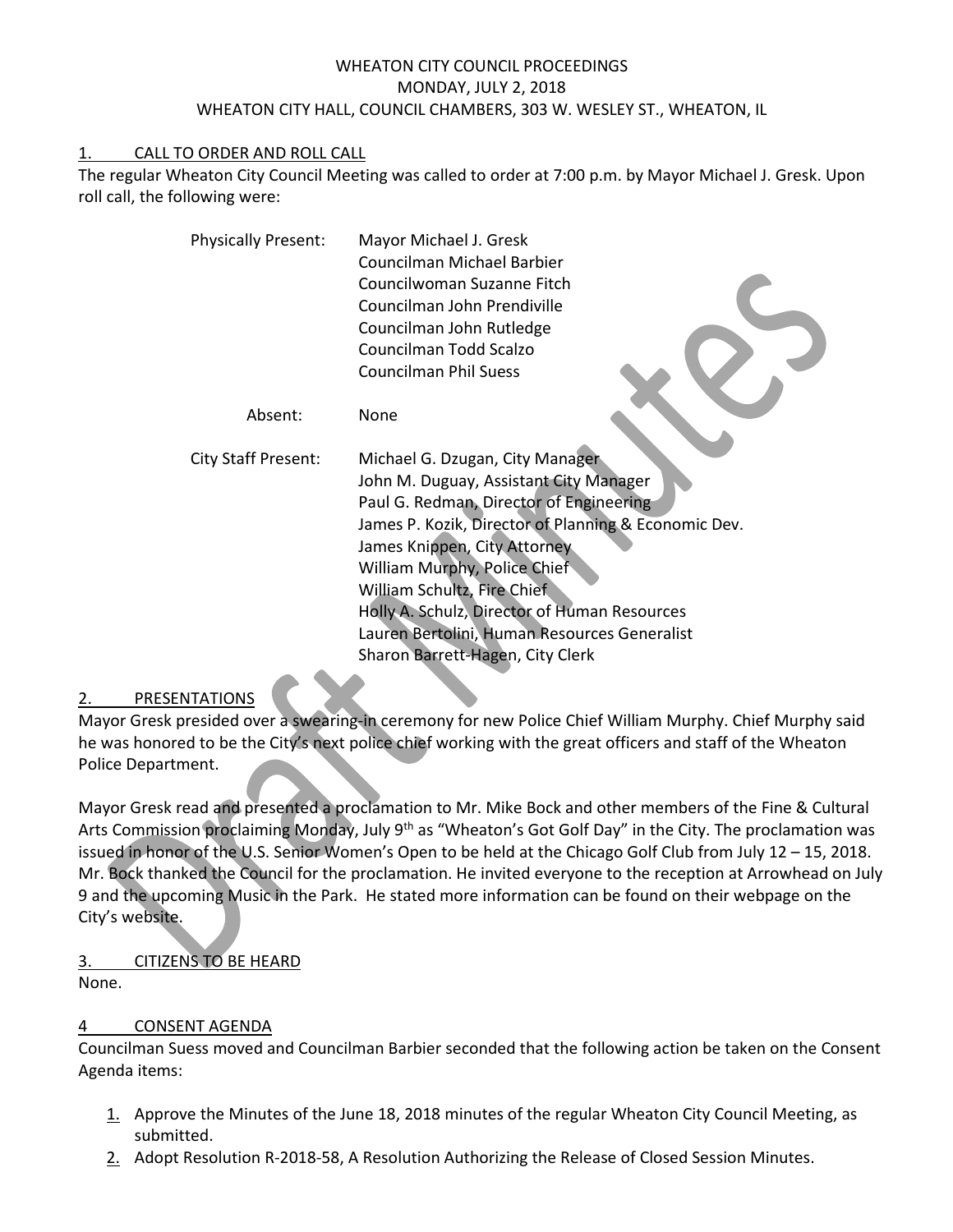# WHEATON CITY COUNCIL PROCEEDINGS
## MONDAY, JULY 2, 2018
## WHEATON CITY HALL, COUNCIL CHAMBERS, 303 W. WESLEY ST., WHEATON, IL

### 1. CALL TO ORDER AND ROLL CALL

The regular Wheaton City Council Meeting was called to order at 7:00 p.m. by Mayor Michael J. Gresk. Upon roll call, the following were:

Physically Present:
- Mayor Michael J. Gresk
- Councilman Michael Barbier
- Councilwoman Suzanne Fitch
- Councilman John Prendiville
- Councilman John Rutledge
- Councilman Todd Scalzo
- Councilman Phil Suess

Absent: None

City Staff Present:
- Michael G. Dzugan, City Manager
- John M. Duguay, Assistant City Manager
- Paul G. Redman, Director of Engineering
- James P. Kozik, Director of Planning & Economic Dev.
- James Knippen, City Attorney
- William Murphy, Police Chief
- William Schultz, Fire Chief
- Holly A. Schulz, Director of Human Resources
- Lauren Bertolini, Human Resources Generalist
- Sharon Barrett-Hagen, City Clerk

### 2. PRESENTATIONS

Mayor Gresk presided over a swearing-in ceremony for new Police Chief William Murphy. Chief Murphy said he was honored to be the City's next police chief working with the great officers and staff of the Wheaton Police Department.

Mayor Gresk read and presented a proclamation to Mr. Mike Bock and other members of the Fine & Cultural Arts Commission proclaiming Monday, July 9th as "Wheaton's Got Golf Day" in the City. The proclamation was issued in honor of the U.S. Senior Women's Open to be held at the Chicago Golf Club from July 12 – 15, 2018. Mr. Bock thanked the Council for the proclamation. He invited everyone to the reception at Arrowhead on July 9 and the upcoming Music in the Park. He stated more information can be found on their webpage on the City's website.

### 3. CITIZENS TO BE HEARD

None.

### 4 CONSENT AGENDA

Councilman Suess moved and Councilman Barbier seconded that the following action be taken on the Consent Agenda items:

1. Approve the Minutes of the June 18, 2018 minutes of the regular Wheaton City Council Meeting, as submitted.
2. Adopt Resolution R-2018-58, A Resolution Authorizing the Release of Closed Session Minutes.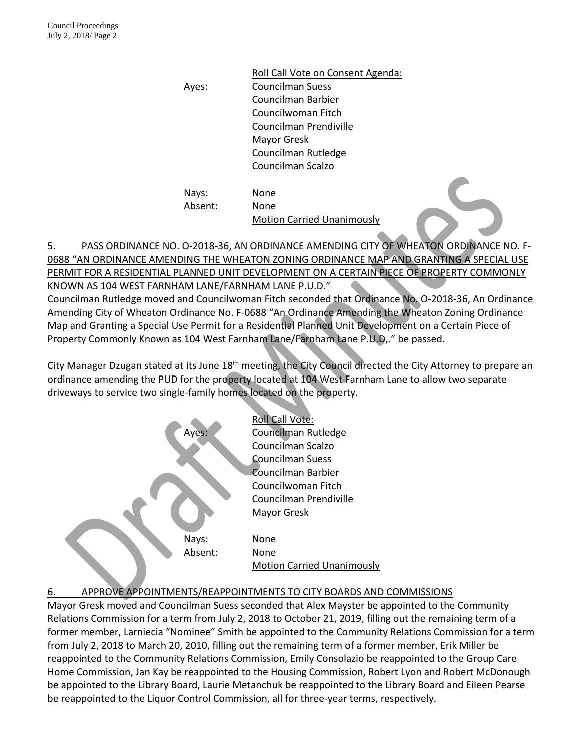Roll Call Vote on Consent Agenda:

Ayes: Councilman Suess
Councilman Barbier
Councilwoman Fitch
Councilman Prendiville
Mayor Gresk
Councilman Rutledge
Councilman Scalzo

Nays: None
Absent: None

Motion Carried Unanimously

## 5. PASS ORDINANCE NO. O-2018-36, AN ORDINANCE AMENDING CITY OF WHEATON ORDINANCE NO. F-0688 "AN ORDINANCE AMENDING THE WHEATON ZONING ORDINANCE MAP AND GRANTING A SPECIAL USE PERMIT FOR A RESIDENTIAL PLANNED UNIT DEVELOPMENT ON A CERTAIN PIECE OF PROPERTY COMMONLY KNOWN AS 104 WEST FARNHAM LANE/FARNHAM LANE P.U.D."

Councilman Rutledge moved and Councilwoman Fitch seconded that Ordinance No. O-2018-36, An Ordinance Amending City of Wheaton Ordinance No. F-0688 "An Ordinance Amending the Wheaton Zoning Ordinance Map and Granting a Special Use Permit for a Residential Planned Unit Development on a Certain Piece of Property Commonly Known as 104 West Farnham Lane/Farnham Lane P.U.D,." be passed.

City Manager Dzugan stated at its June 18th meeting, the City Council directed the City Attorney to prepare an ordinance amending the PUD for the property located at 104 West Farnham Lane to allow two separate driveways to service two single-family homes located on the property.

Roll Call Vote:

Ayes: Councilman Rutledge
Councilman Scalzo
Councilman Suess
Councilman Barbier
Councilwoman Fitch
Councilman Prendiville
Mayor Gresk

Nays: None
Absent: None

Motion Carried Unanimously

## 6. APPROVE APPOINTMENTS/REAPPOINTMENTS TO CITY BOARDS AND COMMISSIONS

Mayor Gresk moved and Councilman Suess seconded that Alex Mayster be appointed to the Community Relations Commission for a term from July 2, 2018 to October 21, 2019, filling out the remaining term of a former member, Larniecia "Nominee" Smith be appointed to the Community Relations Commission for a term from July 2, 2018 to March 20, 2010, filling out the remaining term of a former member, Erik Miller be reappointed to the Community Relations Commission, Emily Consolazio be reappointed to the Group Care Home Commission, Jan Kay be reappointed to the Housing Commission, Robert Lyon and Robert McDonough be appointed to the Library Board, Laurie Metanchuk be reappointed to the Library Board and Eileen Pearse be reappointed to the Liquor Control Commission, all for three-year terms, respectively.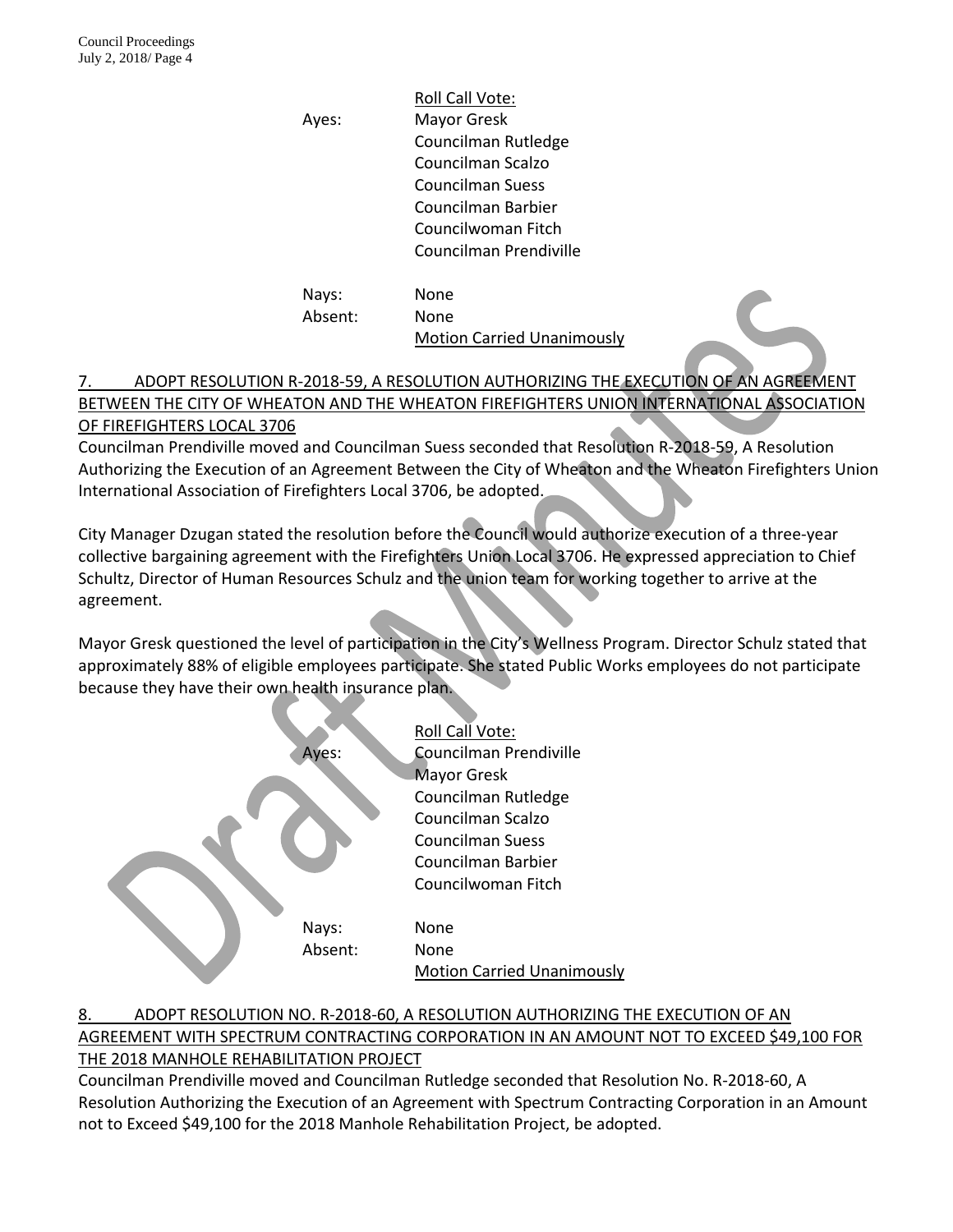Roll Call Vote:

Ayes: Mayor Gresk
Councilman Rutledge
Councilman Scalzo
Councilman Suess
Councilman Barbier
Councilwoman Fitch
Councilman Prendiville

Nays: None
Absent: None
Motion Carried Unanimously

7. ADOPT RESOLUTION R-2018-59, A RESOLUTION AUTHORIZING THE EXECUTION OF AN AGREEMENT BETWEEN THE CITY OF WHEATON AND THE WHEATON FIREFIGHTERS UNION INTERNATIONAL ASSOCIATION OF FIREFIGHTERS LOCAL 3706

Councilman Prendiville moved and Councilman Suess seconded that Resolution R-2018-59, A Resolution Authorizing the Execution of an Agreement Between the City of Wheaton and the Wheaton Firefighters Union International Association of Firefighters Local 3706, be adopted.

City Manager Dzugan stated the resolution before the Council would authorize execution of a three-year collective bargaining agreement with the Firefighters Union Local 3706. He expressed appreciation to Chief Schultz, Director of Human Resources Schulz and the union team for working together to arrive at the agreement.

Mayor Gresk questioned the level of participation in the City's Wellness Program. Director Schulz stated that approximately 88% of eligible employees participate. She stated Public Works employees do not participate because they have their own health insurance plan.

Roll Call Vote:

Ayes: Councilman Prendiville
Mayor Gresk
Councilman Rutledge
Councilman Scalzo
Councilman Suess
Councilman Barbier
Councilwoman Fitch

Nays: None
Absent: None
Motion Carried Unanimously

8. ADOPT RESOLUTION NO. R-2018-60, A RESOLUTION AUTHORIZING THE EXECUTION OF AN AGREEMENT WITH SPECTRUM CONTRACTING CORPORATION IN AN AMOUNT NOT TO EXCEED $49,100 FOR THE 2018 MANHOLE REHABILITATION PROJECT

Councilman Prendiville moved and Councilman Rutledge seconded that Resolution No. R-2018-60, A Resolution Authorizing the Execution of an Agreement with Spectrum Contracting Corporation in an Amount not to Exceed $49,100 for the 2018 Manhole Rehabilitation Project, be adopted.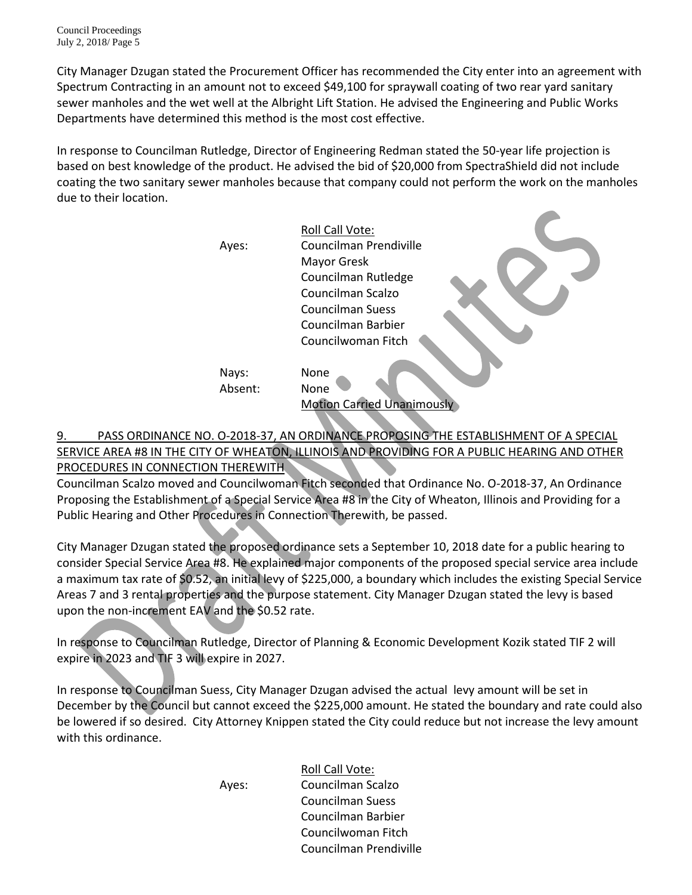City Manager Dzugan stated the Procurement Officer has recommended the City enter into an agreement with Spectrum Contracting in an amount not to exceed $49,100 for spraywall coating of two rear yard sanitary sewer manholes and the wet well at the Albright Lift Station. He advised the Engineering and Public Works Departments have determined this method is the most cost effective.

In response to Councilman Rutledge, Director of Engineering Redman stated the 50-year life projection is based on best knowledge of the product. He advised the bid of $20,000 from SpectraShield did not include coating the two sanitary sewer manholes because that company could not perform the work on the manholes due to their location.

Roll Call Vote:

Ayes: Councilman Prendiville
Mayor Gresk
Councilman Rutledge
Councilman Scalzo
Councilman Suess
Councilman Barbier
Councilwoman Fitch

Nays: None
Absent: None

Motion Carried Unanimously

## 9. PASS ORDINANCE NO. O-2018-37, AN ORDINANCE PROPOSING THE ESTABLISHMENT OF A SPECIAL SERVICE AREA #8 IN THE CITY OF WHEATON, ILLINOIS AND PROVIDING FOR A PUBLIC HEARING AND OTHER PROCEDURES IN CONNECTION THEREWITH

Councilman Scalzo moved and Councilwoman Fitch seconded that Ordinance No. O-2018-37, An Ordinance Proposing the Establishment of a Special Service Area #8 in the City of Wheaton, Illinois and Providing for a Public Hearing and Other Procedures in Connection Therewith, be passed.

City Manager Dzugan stated the proposed ordinance sets a September 10, 2018 date for a public hearing to consider Special Service Area #8. He explained major components of the proposed special service area include a maximum tax rate of $0.52, an initial levy of $225,000, a boundary which includes the existing Special Service Areas 7 and 3 rental properties and the purpose statement. City Manager Dzugan stated the levy is based upon the non-increment EAV and the $0.52 rate.

In response to Councilman Rutledge, Director of Planning & Economic Development Kozik stated TIF 2 will expire in 2023 and TIF 3 will expire in 2027.

In response to Councilman Suess, City Manager Dzugan advised the actual levy amount will be set in December by the Council but cannot exceed the $225,000 amount. He stated the boundary and rate could also be lowered if so desired. City Attorney Knippen stated the City could reduce but not increase the levy amount with this ordinance.

Roll Call Vote:

Ayes: Councilman Scalzo
Councilman Suess
Councilman Barbier
Councilwoman Fitch
Councilman Prendiville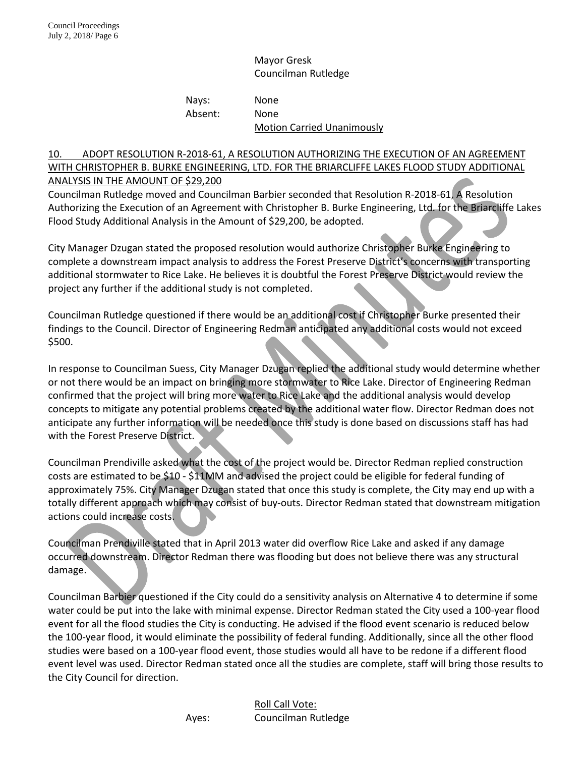Mayor Gresk
Councilman Rutledge

Nays: None
Absent: None
Motion Carried Unanimously

## 10. ADOPT RESOLUTION R-2018-61, A RESOLUTION AUTHORIZING THE EXECUTION OF AN AGREEMENT WITH CHRISTOPHER B. BURKE ENGINEERING, LTD. FOR THE BRIARCLIFFE LAKES FLOOD STUDY ADDITIONAL ANALYSIS IN THE AMOUNT OF $29,200

Councilman Rutledge moved and Councilman Barbier seconded that Resolution R-2018-61, A Resolution Authorizing the Execution of an Agreement with Christopher B. Burke Engineering, Ltd. for the Briarcliffe Lakes Flood Study Additional Analysis in the Amount of $29,200, be adopted.

City Manager Dzugan stated the proposed resolution would authorize Christopher Burke Engineering to complete a downstream impact analysis to address the Forest Preserve District's concerns with transporting additional stormwater to Rice Lake. He believes it is doubtful the Forest Preserve District would review the project any further if the additional study is not completed.

Councilman Rutledge questioned if there would be an additional cost if Christopher Burke presented their findings to the Council. Director of Engineering Redman anticipated any additional costs would not exceed $500.

In response to Councilman Suess, City Manager Dzugan replied the additional study would determine whether or not there would be an impact on bringing more stormwater to Rice Lake. Director of Engineering Redman confirmed that the project will bring more water to Rice Lake and the additional analysis would develop concepts to mitigate any potential problems created by the additional water flow. Director Redman does not anticipate any further information will be needed once this study is done based on discussions staff has had with the Forest Preserve District.

Councilman Prendiville asked what the cost of the project would be. Director Redman replied construction costs are estimated to be $10 - $11MM and advised the project could be eligible for federal funding of approximately 75%. City Manager Dzugan stated that once this study is complete, the City may end up with a totally different approach which may consist of buy-outs. Director Redman stated that downstream mitigation actions could increase costs.

Councilman Prendiville stated that in April 2013 water did overflow Rice Lake and asked if any damage occurred downstream. Director Redman there was flooding but does not believe there was any structural damage.

Councilman Barbier questioned if the City could do a sensitivity analysis on Alternative 4 to determine if some water could be put into the lake with minimal expense. Director Redman stated the City used a 100-year flood event for all the flood studies the City is conducting. He advised if the flood event scenario is reduced below the 100-year flood, it would eliminate the possibility of federal funding. Additionally, since all the other flood studies were based on a 100-year flood event, those studies would all have to be redone if a different flood event level was used. Director Redman stated once all the studies are complete, staff will bring those results to the City Council for direction.

Roll Call Vote:
Ayes: Councilman Rutledge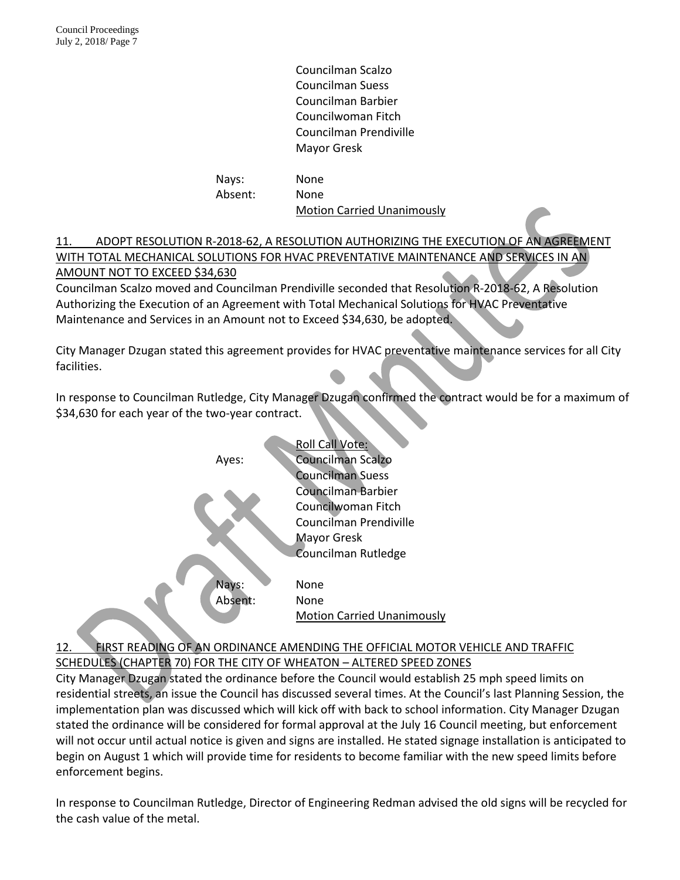Councilman Scalzo
Councilman Suess
Councilman Barbier
Councilwoman Fitch
Councilman Prendiville
Mayor Gresk

Nays: None
Absent: None
Motion Carried Unanimously

## 11. ADOPT RESOLUTION R-2018-62, A RESOLUTION AUTHORIZING THE EXECUTION OF AN AGREEMENT WITH TOTAL MECHANICAL SOLUTIONS FOR HVAC PREVENTATIVE MAINTENANCE AND SERVICES IN AN AMOUNT NOT TO EXCEED $34,630

Councilman Scalzo moved and Councilman Prendiville seconded that Resolution R-2018-62, A Resolution Authorizing the Execution of an Agreement with Total Mechanical Solutions for HVAC Preventative Maintenance and Services in an Amount not to Exceed $34,630, be adopted.

City Manager Dzugan stated this agreement provides for HVAC preventative maintenance services for all City facilities.

In response to Councilman Rutledge, City Manager Dzugan confirmed the contract would be for a maximum of $34,630 for each year of the two-year contract.

Roll Call Vote:

Ayes: Councilman Scalzo
Councilman Suess
Councilman Barbier
Councilwoman Fitch
Councilman Prendiville
Mayor Gresk
Councilman Rutledge

Nays: None
Absent: None
Motion Carried Unanimously

## 12. FIRST READING OF AN ORDINANCE AMENDING THE OFFICIAL MOTOR VEHICLE AND TRAFFIC SCHEDULES (CHAPTER 70) FOR THE CITY OF WHEATON – ALTERED SPEED ZONES

City Manager Dzugan stated the ordinance before the Council would establish 25 mph speed limits on residential streets, an issue the Council has discussed several times. At the Council's last Planning Session, the implementation plan was discussed which will kick off with back to school information. City Manager Dzugan stated the ordinance will be considered for formal approval at the July 16 Council meeting, but enforcement will not occur until actual notice is given and signs are installed. He stated signage installation is anticipated to begin on August 1 which will provide time for residents to become familiar with the new speed limits before enforcement begins.

In response to Councilman Rutledge, Director of Engineering Redman advised the old signs will be recycled for the cash value of the metal.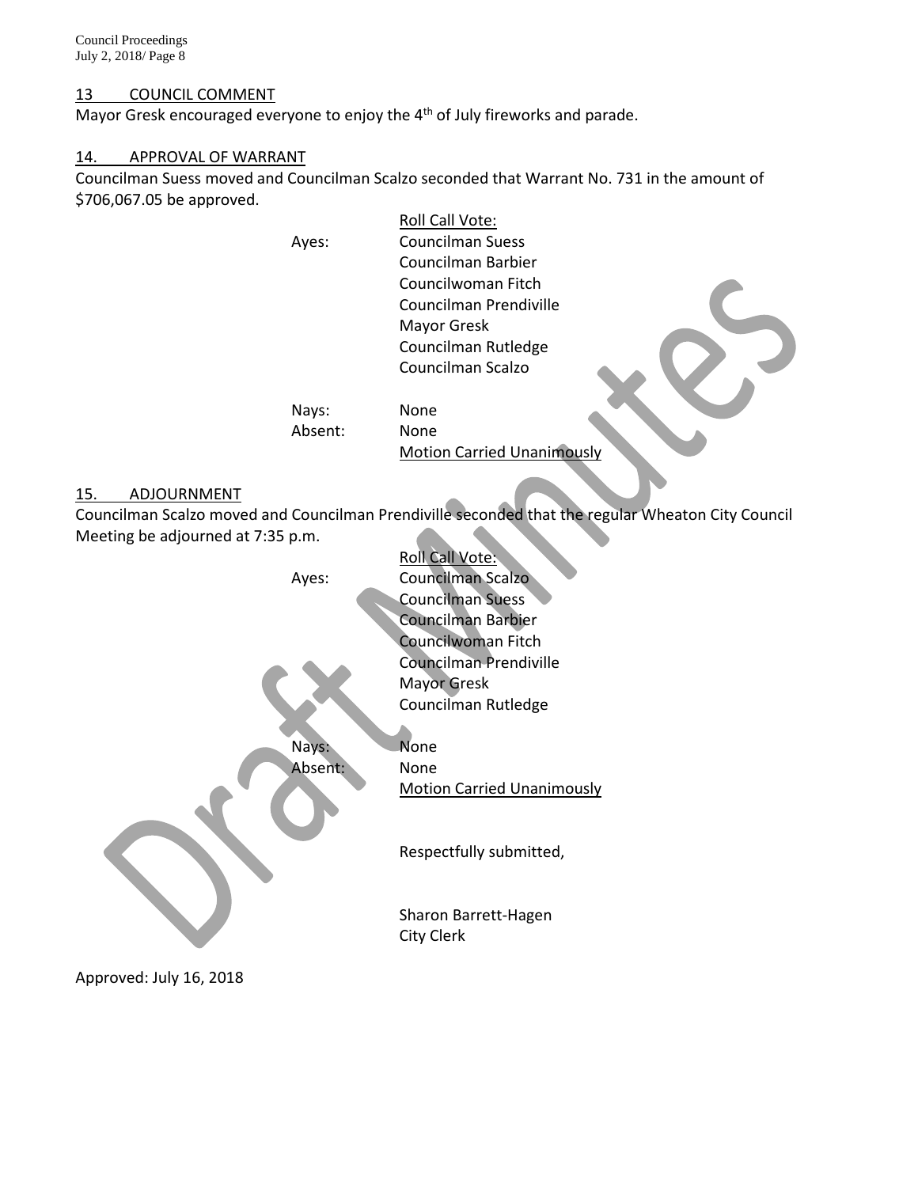## 13 COUNCIL COMMENT

Mayor Gresk encouraged everyone to enjoy the 4th of July fireworks and parade.

## 14. APPROVAL OF WARRANT

Councilman Suess moved and Councilman Scalzo seconded that Warrant No. 731 in the amount of $706,067.05 be approved.

Roll Call Vote:

Ayes: Councilman Suess
Councilman Barbier
Councilwoman Fitch
Councilman Prendiville
Mayor Gresk
Councilman Rutledge
Councilman Scalzo

Nays: None
Absent: None

Motion Carried Unanimously

## 15. ADJOURNMENT

Councilman Scalzo moved and Councilman Prendiville seconded that the regular Wheaton City Council Meeting be adjourned at 7:35 p.m.

Roll Call Vote:

Ayes: Councilman Scalzo
Councilman Suess
Councilman Barbier
Councilwoman Fitch
Councilman Prendiville
Mayor Gresk
Councilman Rutledge

Nays: None
Absent: None

Motion Carried Unanimously

Respectfully submitted,

Sharon Barrett-Hagen
City Clerk

Approved: July 16, 2018

Draft Minutes